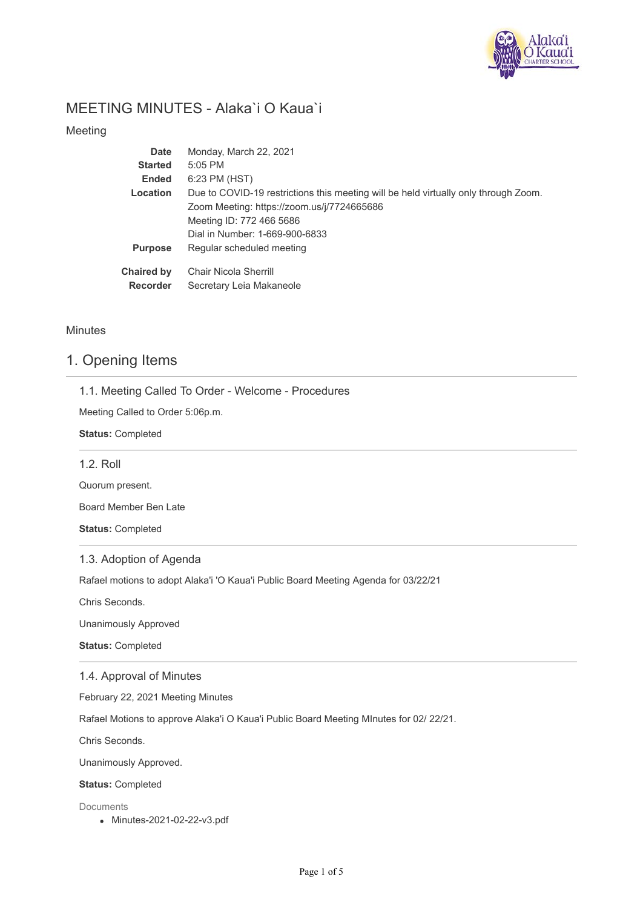# MEETING MINUTES - Alaka`i O Kaua`i

## Meeting

| | |
|---|---|
| **Date** | Monday, March 22, 2021 |
| **Started** | 5:05 PM |
| **Ended** | 6:23 PM (HST) |
| **Location** | Due to COVID-19 restrictions this meeting will be held virtually only through Zoom.<br>Zoom Meeting: https://zoom.us/j/7724665686<br>Meeting ID: 772 466 5686<br>Dial in Number: 1-669-900-6833 |
| **Purpose** | Regular scheduled meeting |
| **Chaired by** | Chair Nicola Sherrill |
| **Recorder** | Secretary Leia Makaneole |

## Minutes

# 1. Opening Items

### 1.1. Meeting Called To Order - Welcome - Procedures

Meeting Called to Order 5:06p.m.

**Status:** Completed

### 1.2. Roll

Quorum present.

Board Member Ben Late

**Status:** Completed

### 1.3. Adoption of Agenda

Rafael motions to adopt Alaka'i 'O Kaua'i Public Board Meeting Agenda for 03/22/21

Chris Seconds.

Unanimously Approved

**Status:** Completed

### 1.4. Approval of Minutes

February 22, 2021 Meeting Minutes

Rafael Motions to approve Alaka'i O Kaua'i Public Board Meeting MInutes for 02/ 22/21.

Chris Seconds.

Unanimously Approved.

**Status:** Completed

Documents

- Minutes-2021-02-22-v3.pdf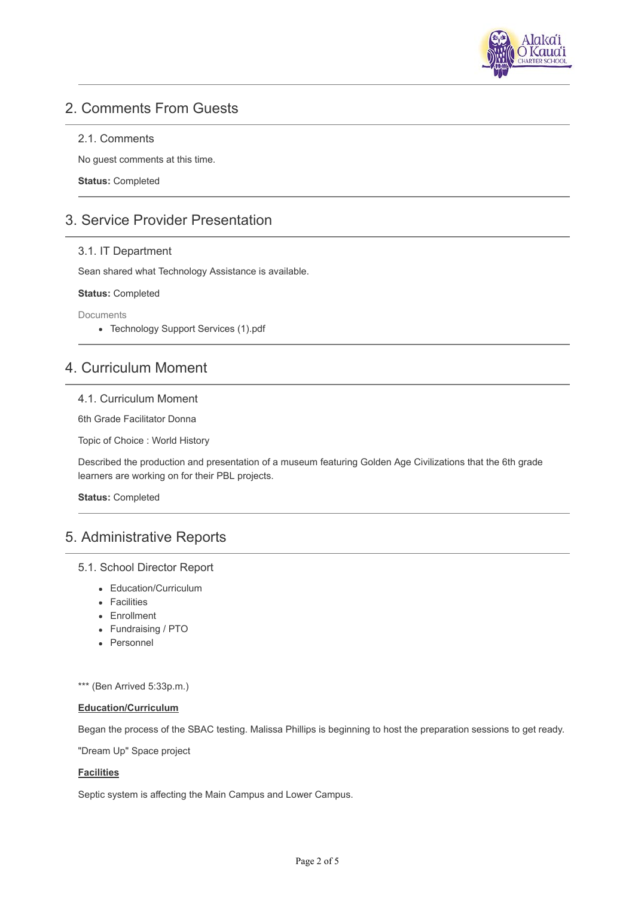## 2. Comments From Guests

### 2.1. Comments

No guest comments at this time.

**Status:** Completed

## 3. Service Provider Presentation

### 3.1. IT Department

Sean shared what Technology Assistance is available.

**Status:** Completed

Documents

- Technology Support Services (1).pdf

## 4. Curriculum Moment

### 4.1. Curriculum Moment

6th Grade Facilitator Donna

Topic of Choice : World History

Described the production and presentation of a museum featuring Golden Age Civilizations that the 6th grade learners are working on for their PBL projects.

**Status:** Completed

## 5. Administrative Reports

### 5.1. School Director Report

- Education/Curriculum
- Facilities
- Enrollment
- Fundraising / PTO
- Personnel

*** (Ben Arrived 5:33p.m.)

**Education/Curriculum**

Began the process of the SBAC testing. Malissa Phillips is beginning to host the preparation sessions to get ready.

"Dream Up" Space project

**Facilities**

Septic system is affecting the Main Campus and Lower Campus.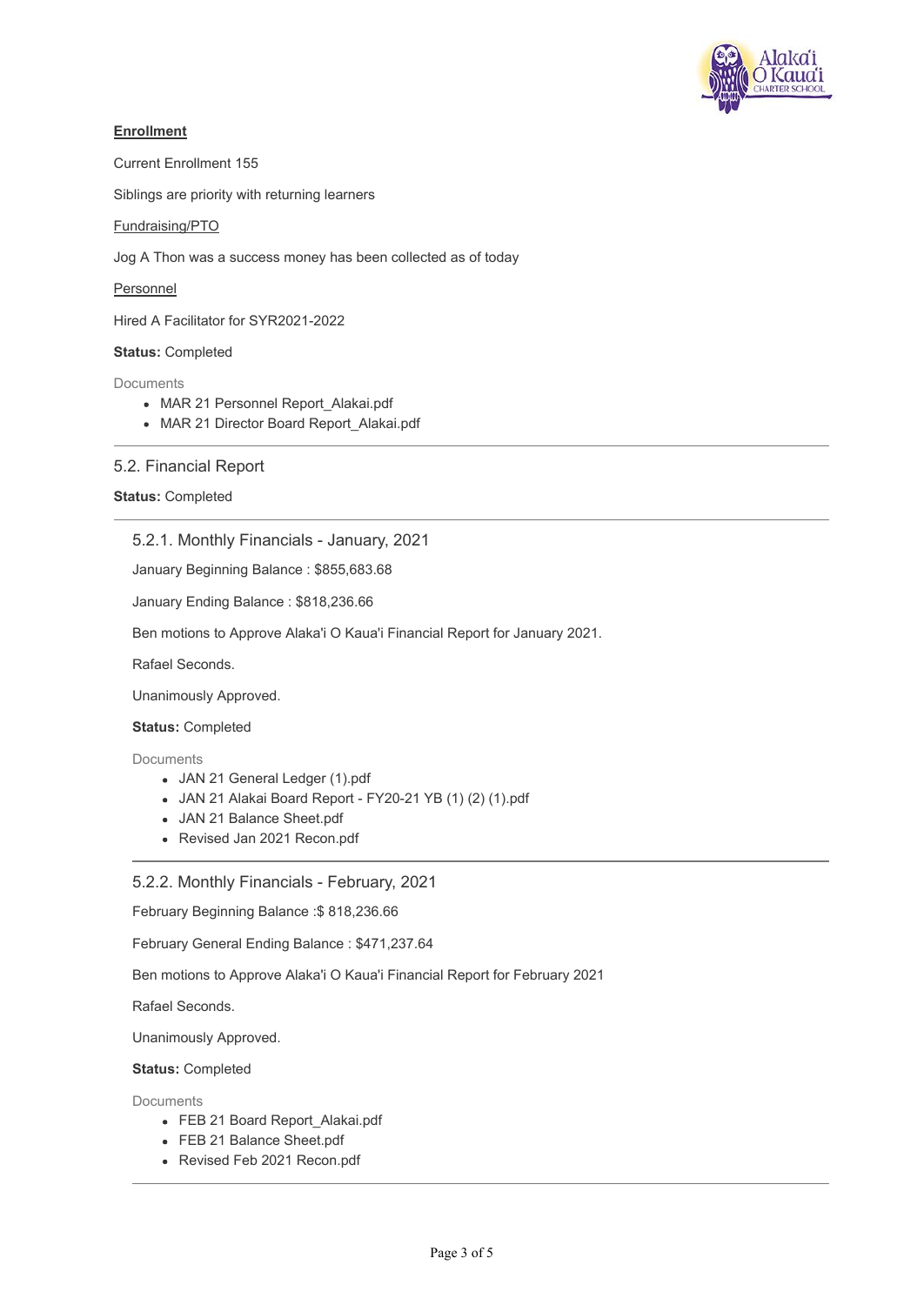**Enrollment**

Current Enrollment 155

Siblings are priority with returning learners

Fundraising/PTO

Jog A Thon was a success money has been collected as of today

Personnel

Hired A Facilitator for SYR2021-2022

**Status:** Completed

Documents

- MAR 21 Personnel Report_Alakai.pdf
- MAR 21 Director Board Report_Alakai.pdf

## 5.2. Financial Report

**Status:** Completed

### 5.2.1. Monthly Financials - January, 2021

January Beginning Balance : $855,683.68

January Ending Balance : $818,236.66

Ben motions to Approve Alaka'i O Kaua'i Financial Report for January 2021.

Rafael Seconds.

Unanimously Approved.

**Status:** Completed

Documents

- JAN 21 General Ledger (1).pdf
- JAN 21 Alakai Board Report - FY20-21 YB (1) (2) (1).pdf
- JAN 21 Balance Sheet.pdf
- Revised Jan 2021 Recon.pdf

### 5.2.2. Monthly Financials - February, 2021

February Beginning Balance :$ 818,236.66

February General Ending Balance : $471,237.64

Ben motions to Approve Alaka'i O Kaua'i Financial Report for February 2021

Rafael Seconds.

Unanimously Approved.

**Status:** Completed

Documents

- FEB 21 Board Report_Alakai.pdf
- FEB 21 Balance Sheet.pdf
- Revised Feb 2021 Recon.pdf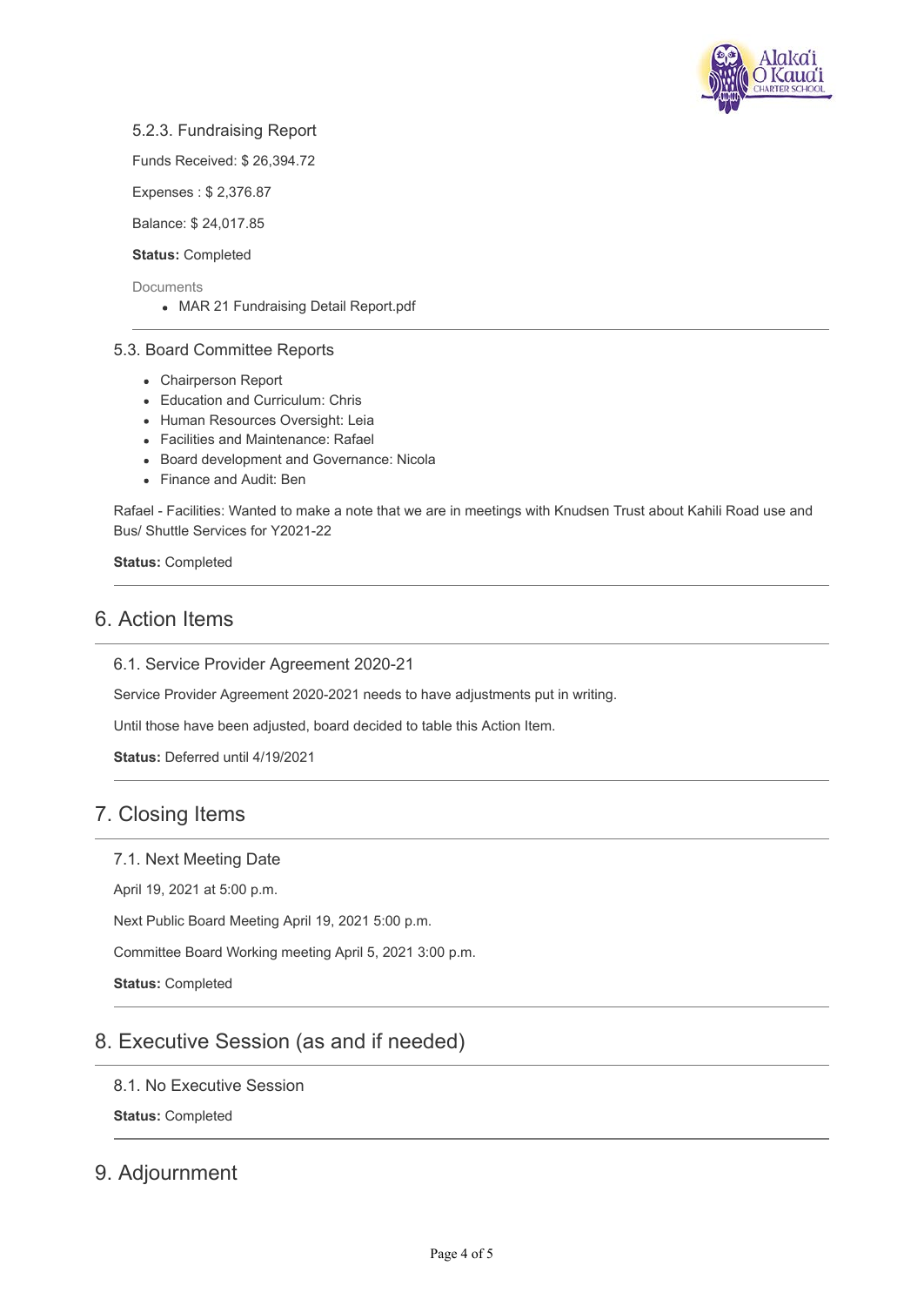#### 5.2.3. Fundraising Report

Funds Received: $ 26,394.72

Expenses : $ 2,376.87

Balance: $ 24,017.85

**Status:** Completed

Documents

- MAR 21 Fundraising Detail Report.pdf

### 5.3. Board Committee Reports

- Chairperson Report
- Education and Curriculum: Chris
- Human Resources Oversight: Leia
- Facilities and Maintenance: Rafael
- Board development and Governance: Nicola
- Finance and Audit: Ben

Rafael - Facilities: Wanted to make a note that we are in meetings with Knudsen Trust about Kahili Road use and Bus/ Shuttle Services for Y2021-22

**Status:** Completed

## 6. Action Items

### 6.1. Service Provider Agreement 2020-21

Service Provider Agreement 2020-2021 needs to have adjustments put in writing.

Until those have been adjusted, board decided to table this Action Item.

**Status:** Deferred until 4/19/2021

## 7. Closing Items

### 7.1. Next Meeting Date

April 19, 2021 at 5:00 p.m.

Next Public Board Meeting April 19, 2021 5:00 p.m.

Committee Board Working meeting April 5, 2021 3:00 p.m.

**Status:** Completed

## 8. Executive Session (as and if needed)

### 8.1. No Executive Session

**Status:** Completed

## 9. Adjournment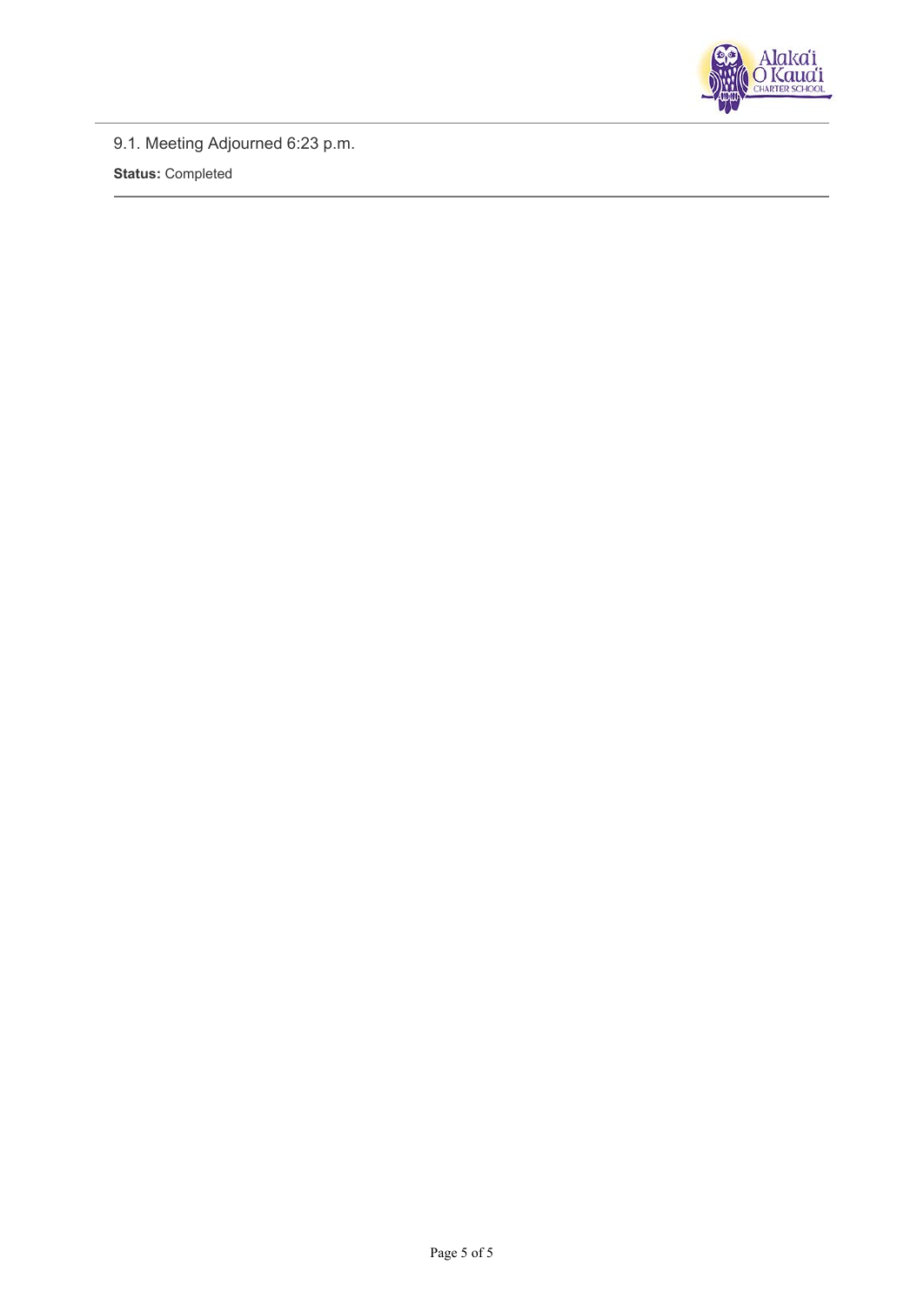9.1. Meeting Adjourned 6:23 p.m.

**Status:** Completed